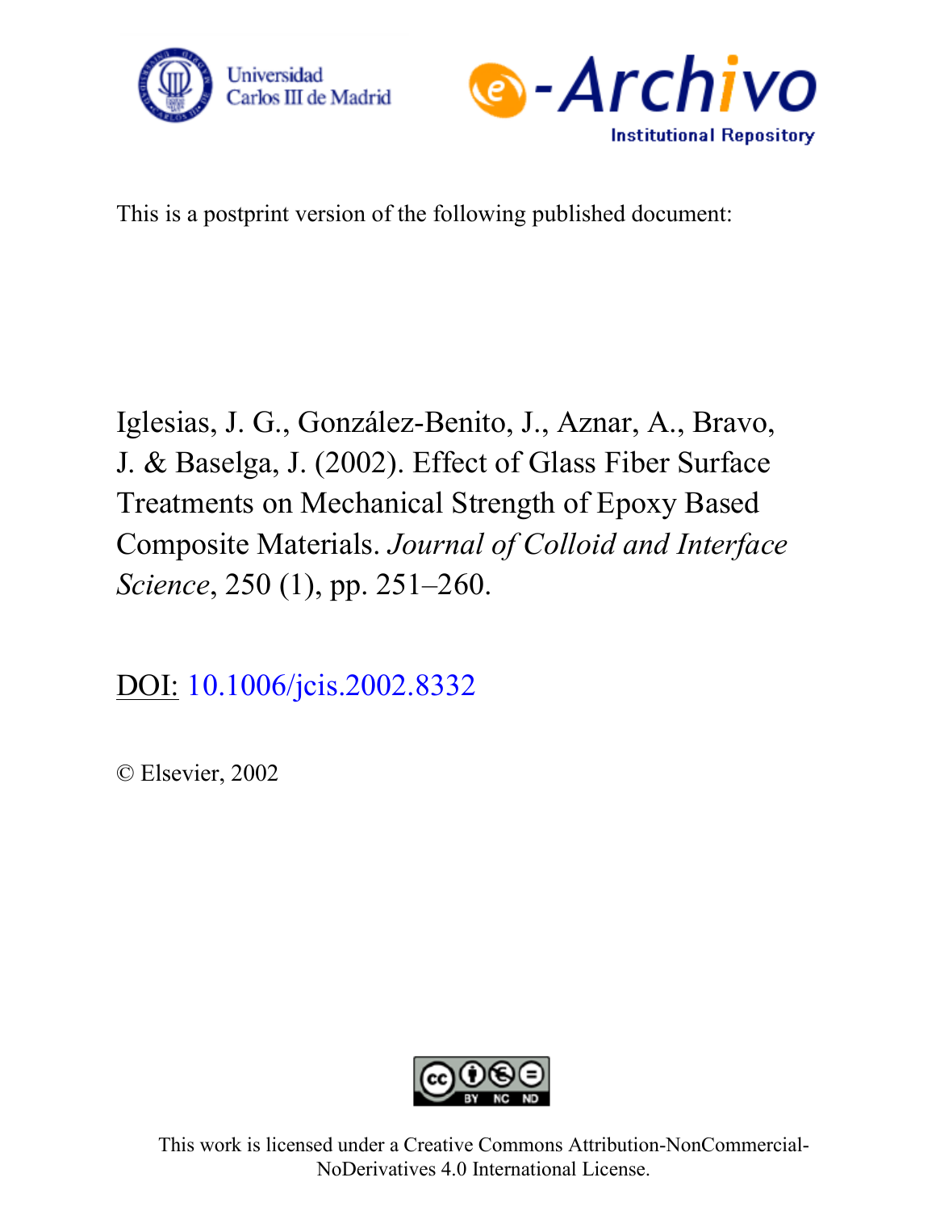Universidad Carlos III de Madrid

e-Archivo Institutional Repository

This is a postprint version of the following published document:

Iglesias, J. G., González-Benito, J., Aznar, A., Bravo, J. & Baselga, J. (2002). Effect of Glass Fiber Surface Treatments on Mechanical Strength of Epoxy Based Composite Materials. *Journal of Colloid and Interface Science*, 250 (1), pp. 251–260.

DOI: 10.1006/jcis.2002.8332

© Elsevier, 2002

This work is licensed under a Creative Commons Attribution-NonCommercial-NoDerivatives 4.0 International License.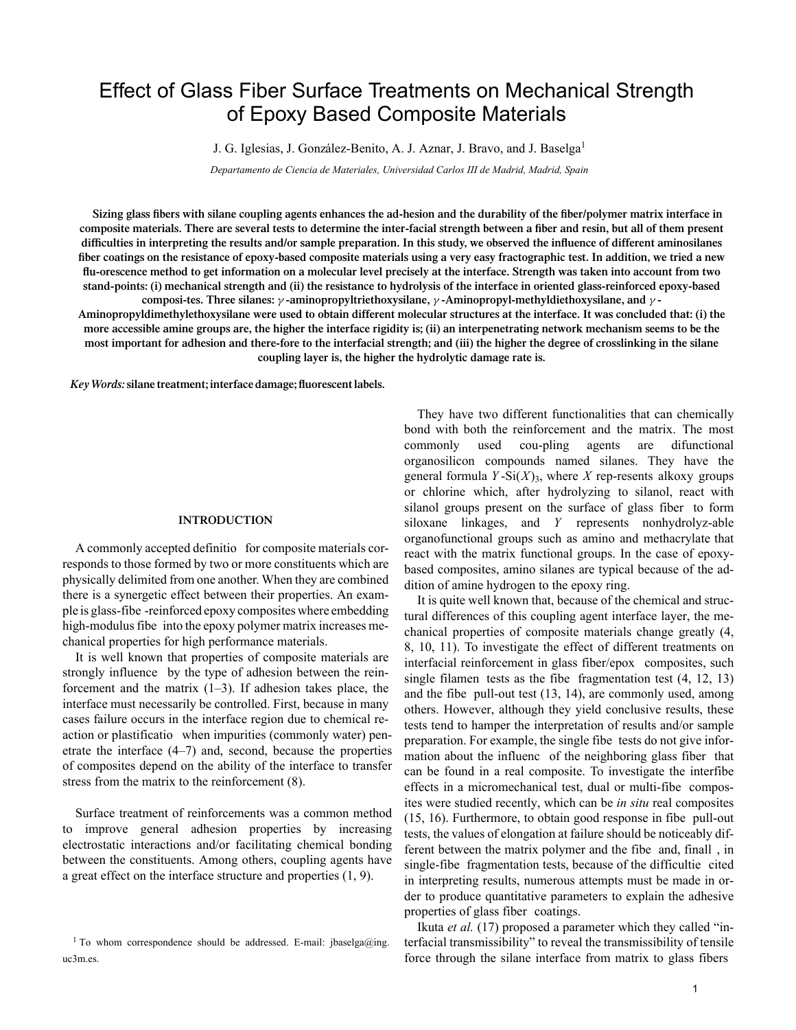# Effect of Glass Fiber Surface Treatments on Mechanical Strength of Epoxy Based Composite Materials

J. G. Iglesias, J. González-Benito, A. J. Aznar, J. Bravo, and J. Baselga[1]

*Departamento de Ciencia de Materiales, Universidad Carlos III de Madrid, Madrid, Spain*

**Sizing glass fibers with silane coupling agents enhances the ad-hesion and the durability of the fiber/polymer matrix interface in composite materials. There are several tests to determine the inter-facial strength between a fiber and resin, but all of them present difficulties in interpreting the results and/or sample preparation. In this study, we observed the influence of different aminosilanes fiber coatings on the resistance of epoxy-based composite materials using a very easy fractographic test. In addition, we tried a new flu-orescence method to get information on a molecular level precisely at the interface. Strength was taken into account from two stand-points: (i) mechanical strength and (ii) the resistance to hydrolysis of the interface in oriented glass-reinforced epoxy-based composi-tes. Three silanes: $\gamma$-aminopropyltriethoxysilane, $\gamma$-Aminopropyl-methyldiethoxysilane, and $\gamma$-Aminopropyldimethylethoxysilane were used to obtain different molecular structures at the interface. It was concluded that: (i) the more accessible amine groups are, the higher the interface rigidity is; (ii) an interpenetrating network mechanism seems to be the most important for adhesion and there-fore to the interfacial strength; and (iii) the higher the degree of crosslinking in the silane coupling layer is, the higher the hydrolytic damage rate is.**

*Key Words:* **silane treatment; interface damage; fluorescent labels.**

## INTRODUCTION

A commonly accepted definitio for composite materials corresponds to those formed by two or more constituents which are physically delimited from one another. When they are combined there is a synergetic effect between their properties. An example is glass-fibe -reinforced epoxy composites where embedding high-modulus fibe into the epoxy polymer matrix increases mechanical properties for high performance materials.

It is well known that properties of composite materials are strongly influence by the type of adhesion between the reinforcement and the matrix (1–3). If adhesion takes place, the interface must necessarily be controlled. First, because in many cases failure occurs in the interface region due to chemical reaction or plastificatio when impurities (commonly water) penetrate the interface (4–7) and, second, because the properties of composites depend on the ability of the interface to transfer stress from the matrix to the reinforcement (8).

Surface treatment of reinforcements was a common method to improve general adhesion properties by increasing electrostatic interactions and/or facilitating chemical bonding between the constituents. Among others, coupling agents have a great effect on the interface structure and properties (1, 9).

They have two different functionalities that can chemically bond with both the reinforcement and the matrix. The most commonly used cou-pling agents are difunctional organosilicon compounds named silanes. They have the general formula $Y$-Si($X$)$_3$, where $X$ rep-resents alkoxy groups or chlorine which, after hydrolyzing to silanol, react with silanol groups present on the surface of glass fiber to form siloxane linkages, and $Y$ represents nonhydrolyz-able organofunctional groups such as amino and methacrylate that react with the matrix functional groups. In the case of epoxy-based composites, amino silanes are typical because of the addition of amine hydrogen to the epoxy ring.

It is quite well known that, because of the chemical and structural differences of this coupling agent interface layer, the mechanical properties of composite materials change greatly (4, 8, 10, 11). To investigate the effect of different treatments on interfacial reinforcement in glass fiber/epox composites, such single filamen tests as the fibe fragmentation test (4, 12, 13) and the fibe pull-out test (13, 14), are commonly used, among others. However, although they yield conclusive results, these tests tend to hamper the interpretation of results and/or sample preparation. For example, the single fibe tests do not give information about the influenc of the neighboring glass fiber that can be found in a real composite. To investigate the interfibe effects in a micromechanical test, dual or multi-fibe composites were studied recently, which can be *in situ* real composites (15, 16). Furthermore, to obtain good response in fibe pull-out tests, the values of elongation at failure should be noticeably different between the matrix polymer and the fibe and, finall , in single-fibe fragmentation tests, because of the difficultie cited in interpreting results, numerous attempts must be made in order to produce quantitative parameters to explain the adhesive properties of glass fiber coatings.

Ikuta *et al.* (17) proposed a parameter which they called "interfacial transmissibility" to reveal the transmissibility of tensile force through the silane interface from matrix to glass fibers

[1] To whom correspondence should be addressed. E-mail: jbaselga@ing.uc3m.es.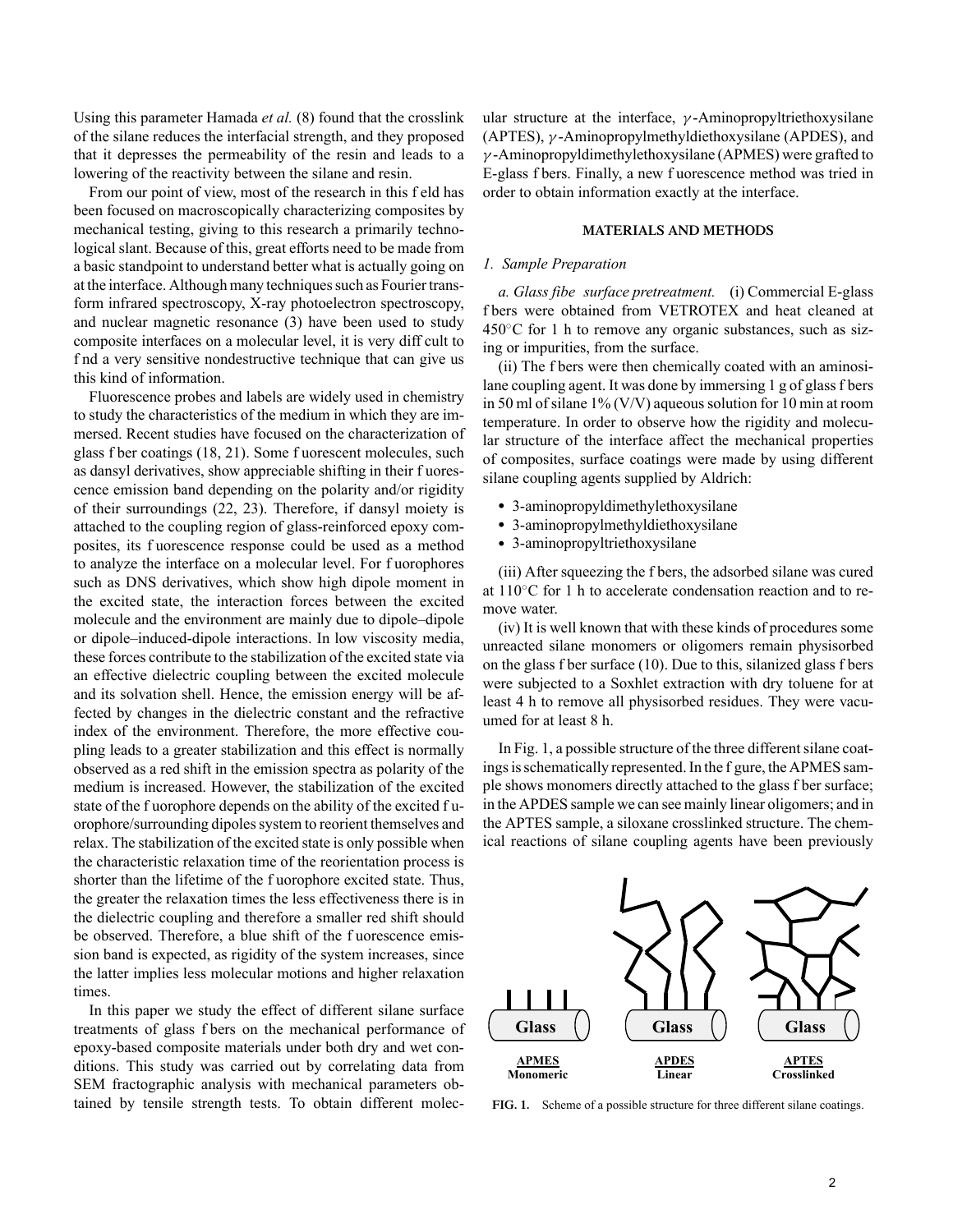Using this parameter Hamada *et al.* (8) found that the crosslink of the silane reduces the interfacial strength, and they proposed that it depresses the permeability of the resin and leads to a lowering of the reactivity between the silane and resin.

From our point of view, most of the research in this field has been focused on macroscopically characterizing composites by mechanical testing, giving to this research a primarily technological slant. Because of this, great efforts need to be made from a basic standpoint to understand better what is actually going on at the interface. Although many techniques such as Fourier transform infrared spectroscopy, X-ray photoelectron spectroscopy, and nuclear magnetic resonance (3) have been used to study composite interfaces on a molecular level, it is very difficult to find a very sensitive nondestructive technique that can give us this kind of information.

Fluorescence probes and labels are widely used in chemistry to study the characteristics of the medium in which they are immersed. Recent studies have focused on the characterization of glass fiber coatings (18, 21). Some fluorescent molecules, such as dansyl derivatives, show appreciable shifting in their fluorescence emission band depending on the polarity and/or rigidity of their surroundings (22, 23). Therefore, if dansyl moiety is attached to the coupling region of glass-reinforced epoxy composites, its fluorescence response could be used as a method to analyze the interface on a molecular level. For fluorophores such as DNS derivatives, which show high dipole moment in the excited state, the interaction forces between the excited molecule and the environment are mainly due to dipole–dipole or dipole–induced-dipole interactions. In low viscosity media, these forces contribute to the stabilization of the excited state via an effective dielectric coupling between the excited molecule and its solvation shell. Hence, the emission energy will be affected by changes in the dielectric constant and the refractive index of the environment. Therefore, the more effective coupling leads to a greater stabilization and this effect is normally observed as a red shift in the emission spectra as polarity of the medium is increased. However, the stabilization of the excited state of the fluorophore depends on the ability of the excited fluorophore/surrounding dipoles system to reorient themselves and relax. The stabilization of the excited state is only possible when the characteristic relaxation time of the reorientation process is shorter than the lifetime of the fluorophore excited state. Thus, the greater the relaxation times the less effectiveness there is in the dielectric coupling and therefore a smaller red shift should be observed. Therefore, a blue shift of the fluorescence emission band is expected, as rigidity of the system increases, since the latter implies less molecular motions and higher relaxation times.

In this paper we study the effect of different silane surface treatments of glass fibers on the mechanical performance of epoxy-based composite materials under both dry and wet conditions. This study was carried out by correlating data from SEM fractographic analysis with mechanical parameters obtained by tensile strength tests. To obtain different molecular structure at the interface, $\gamma$-Aminopropyltriethoxysilane (APTES), $\gamma$-Aminopropylmethyldiethoxysilane (APDES), and $\gamma$-Aminopropyldimethylethoxysilane (APMES) were grafted to E-glass fibers. Finally, a new fluorescence method was tried in order to obtain information exactly at the interface.

## MATERIALS AND METHODS

### *1. Sample Preparation*

*a. Glass fiber surface pretreatment.* (i) Commercial E-glass fibers were obtained from VETROTEX and heat cleaned at 450°C for 1 h to remove any organic substances, such as sizing or impurities, from the surface.

(ii) The fibers were then chemically coated with an aminosilane coupling agent. It was done by immersing 1 g of glass fibers in 50 ml of silane 1% (V/V) aqueous solution for 10 min at room temperature. In order to observe how the rigidity and molecular structure of the interface affect the mechanical properties of composites, surface coatings were made by using different silane coupling agents supplied by Aldrich:

- 3-aminopropyldimethylethoxysilane
- 3-aminopropylmethyldiethoxysilane
- 3-aminopropyltriethoxysilane

(iii) After squeezing the fibers, the adsorbed silane was cured at 110°C for 1 h to accelerate condensation reaction and to remove water.

(iv) It is well known that with these kinds of procedures some unreacted silane monomers or oligomers remain physisorbed on the glass fiber surface (10). Due to this, silanized glass fibers were subjected to a Soxhlet extraction with dry toluene for at least 4 h to remove all physisorbed residues. They were vacuumed for at least 8 h.

In Fig. 1, a possible structure of the three different silane coatings is schematically represented. In the figure, the APMES sample shows monomers directly attached to the glass fiber surface; in the APDES sample we can see mainly linear oligomers; and in the APTES sample, a siloxane crosslinked structure. The chemical reactions of silane coupling agents have been previously

Glass — APMES Monomeric | Glass — APDES Linear | Glass — APTES Crosslinked

**FIG. 1.** Scheme of a possible structure for three different silane coatings.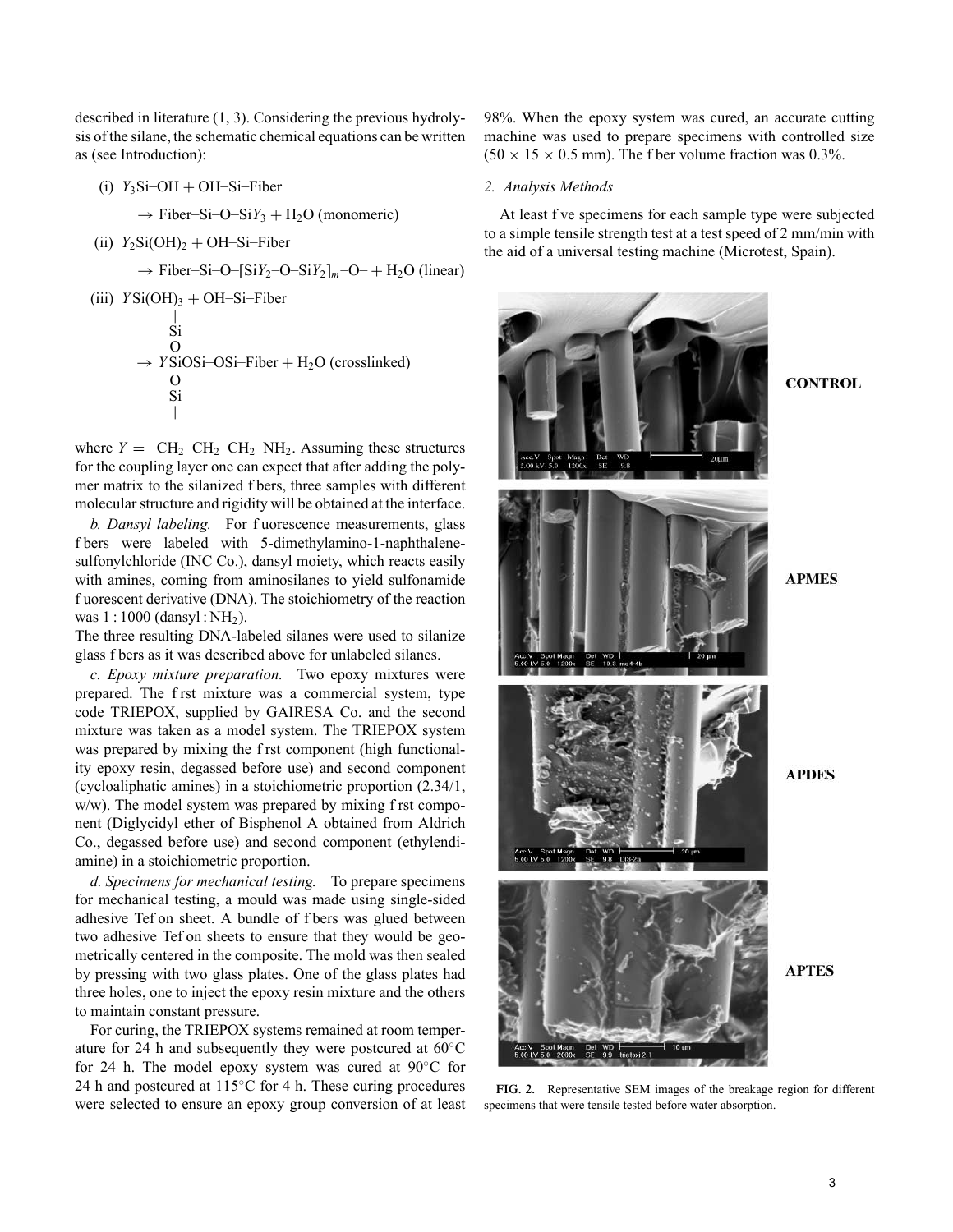described in literature (1, 3). Considering the previous hydrolysis of the silane, the schematic chemical equations can be written as (see Introduction):

(i) $Y_3$Si–OH + OH–Si–Fiber

$\rightarrow$ Fiber–Si–O–Si$Y_3$ + $H_2O$ (monomeric)

(ii) $Y_2$Si$(OH)_2$ + OH–Si–Fiber

$\rightarrow$ Fiber–Si–O–[Si$Y_2$–O–Si$Y_2$]$_m$–O– + $H_2O$ (linear)

(iii) $Y$Si$(OH)_3$ + OH–Si–Fiber

```
        |
        Si
        O
→ YSiOSi–OSi–Fiber + H2O (crosslinked)
        O
        Si
        |
```

where $Y = –CH_2–CH_2–CH_2–NH_2$. Assuming these structures for the coupling layer one can expect that after adding the polymer matrix to the silanized fibers, three samples with different molecular structure and rigidity will be obtained at the interface.

*b. Dansyl labeling.* For fluorescence measurements, glass fibers were labeled with 5-dimethylamino-1-naphthalenesulfonylchloride (INC Co.), dansyl moiety, which reacts easily with amines, coming from aminosilanes to yield sulfonamide fluorescent derivative (DNA). The stoichiometry of the reaction was 1 : 1000 (dansyl : $NH_2$).
The three resulting DNA-labeled silanes were used to silanize glass fibers as it was described above for unlabeled silanes.

*c. Epoxy mixture preparation.* Two epoxy mixtures were prepared. The first mixture was a commercial system, type code TRIEPOX, supplied by GAIRESA Co. and the second mixture was taken as a model system. The TRIEPOX system was prepared by mixing the first component (high functionality epoxy resin, degassed before use) and second component (cycloaliphatic amines) in a stoichiometric proportion (2.34/1, w/w). The model system was prepared by mixing first component (Diglycidyl ether of Bisphenol A obtained from Aldrich Co., degassed before use) and second component (ethylendiamine) in a stoichiometric proportion.

*d. Specimens for mechanical testing.* To prepare specimens for mechanical testing, a mould was made using single-sided adhesive Teflon sheet. A bundle of fibers was glued between two adhesive Teflon sheets to ensure that they would be geometrically centered in the composite. The mold was then sealed by pressing with two glass plates. One of the glass plates had three holes, one to inject the epoxy resin mixture and the others to maintain constant pressure.

For curing, the TRIEPOX systems remained at room temperature for 24 h and subsequently they were postcured at 60°C for 24 h. The model epoxy system was cured at 90°C for 24 h and postcured at 115°C for 4 h. These curing procedures were selected to ensure an epoxy group conversion of at least 98%. When the epoxy system was cured, an accurate cutting machine was used to prepare specimens with controlled size (50 × 15 × 0.5 mm). The fiber volume fraction was 0.3%.

### 2. Analysis Methods

At least five specimens for each sample type were subjected to a simple tensile strength test at a test speed of 2 mm/min with the aid of a universal testing machine (Microtest, Spain).

**FIG. 2.** Representative SEM images of the breakage region for different specimens that were tensile tested before water absorption.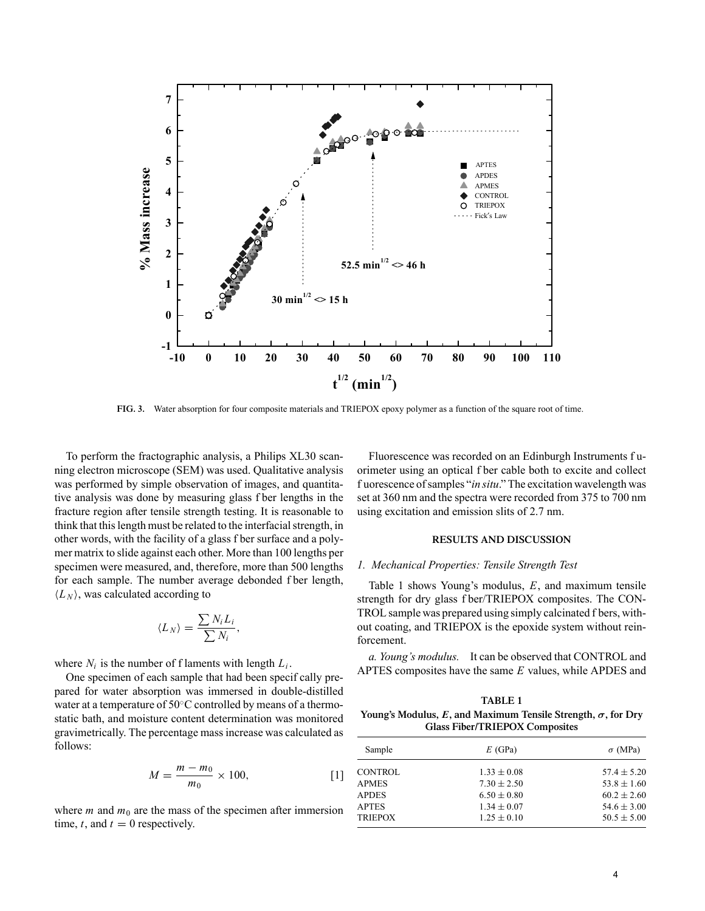FIG. 3. Water absorption for four composite materials and TRIEPOX epoxy polymer as a function of the square root of time.

To perform the fractographic analysis, a Philips XL30 scanning electron microscope (SEM) was used. Qualitative analysis was performed by simple observation of images, and quantitative analysis was done by measuring glass fiber lengths in the fracture region after tensile strength testing. It is reasonable to think that this length must be related to the interfacial strength, in other words, with the facility of a glass fiber surface and a polymer matrix to slide against each other. More than 100 lengths per specimen were measured, and, therefore, more than 500 lengths for each sample. The number average debonded fiber length, $\langle L_N \rangle$, was calculated according to

$$\langle L_N \rangle = \frac{\sum N_i L_i}{\sum N_i},$$

where $N_i$ is the number of filaments with length $L_i$.

One specimen of each sample that had been specifically prepared for water absorption was immersed in double-distilled water at a temperature of 50°C controlled by means of a thermostatic bath, and moisture content determination was monitored gravimetrically. The percentage mass increase was calculated as follows:

$$M = \frac{m - m_0}{m_0} \times 100, \qquad [1]$$

where $m$ and $m_0$ are the mass of the specimen after immersion time, $t$, and $t = 0$ respectively.

Fluorescence was recorded on an Edinburgh Instruments fluorimeter using an optical fiber cable both to excite and collect fluorescence of samples "*in situ*." The excitation wavelength was set at 360 nm and the spectra were recorded from 375 to 700 nm using excitation and emission slits of 2.7 nm.

## RESULTS AND DISCUSSION

### *1. Mechanical Properties: Tensile Strength Test*

Table 1 shows Young's modulus, $E$, and maximum tensile strength for dry glass fiber/TRIEPOX composites. The CONTROL sample was prepared using simply calcinated fibers, without coating, and TRIEPOX is the epoxide system without reinforcement.

*a. Young's modulus.* It can be observed that CONTROL and APTES composites have the same $E$ values, while APDES and

**TABLE 1**
**Young's Modulus, $E$, and Maximum Tensile Strength, $\sigma$, for Dry Glass Fiber/TRIEPOX Composites**

| Sample | $E$ (GPa) | $\sigma$ (MPa) |
|---|---|---|
| CONTROL | $1.33 \pm 0.08$ | $57.4 \pm 5.20$ |
| APMES | $7.30 \pm 2.50$ | $53.8 \pm 1.60$ |
| APDES | $6.50 \pm 0.80$ | $60.2 \pm 2.60$ |
| APTES | $1.34 \pm 0.07$ | $54.6 \pm 3.00$ |
| TRIEPOX | $1.25 \pm 0.10$ | $50.5 \pm 5.00$ |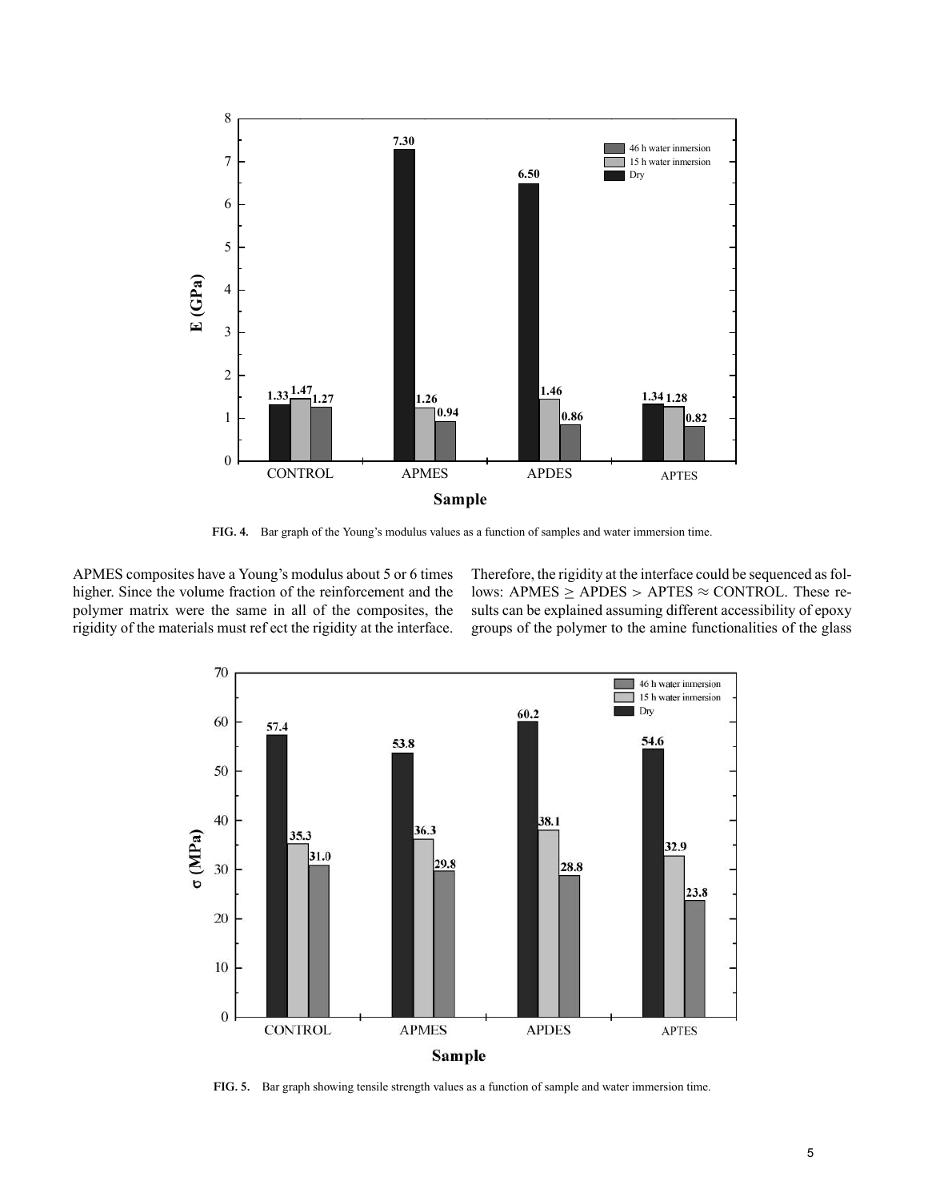FIG. 4. Bar graph of the Young's modulus values as a function of samples and water immersion time.

APMES composites have a Young's modulus about 5 or 6 times higher. Since the volume fraction of the reinforcement and the polymer matrix were the same in all of the composites, the rigidity of the materials must reflect the rigidity at the interface. Therefore, the rigidity at the interface could be sequenced as follows: APMES $\geq$ APDES $>$ APTES $\approx$ CONTROL. These results can be explained assuming different accessibility of epoxy groups of the polymer to the amine functionalities of the glass

FIG. 5. Bar graph showing tensile strength values as a function of sample and water immersion time.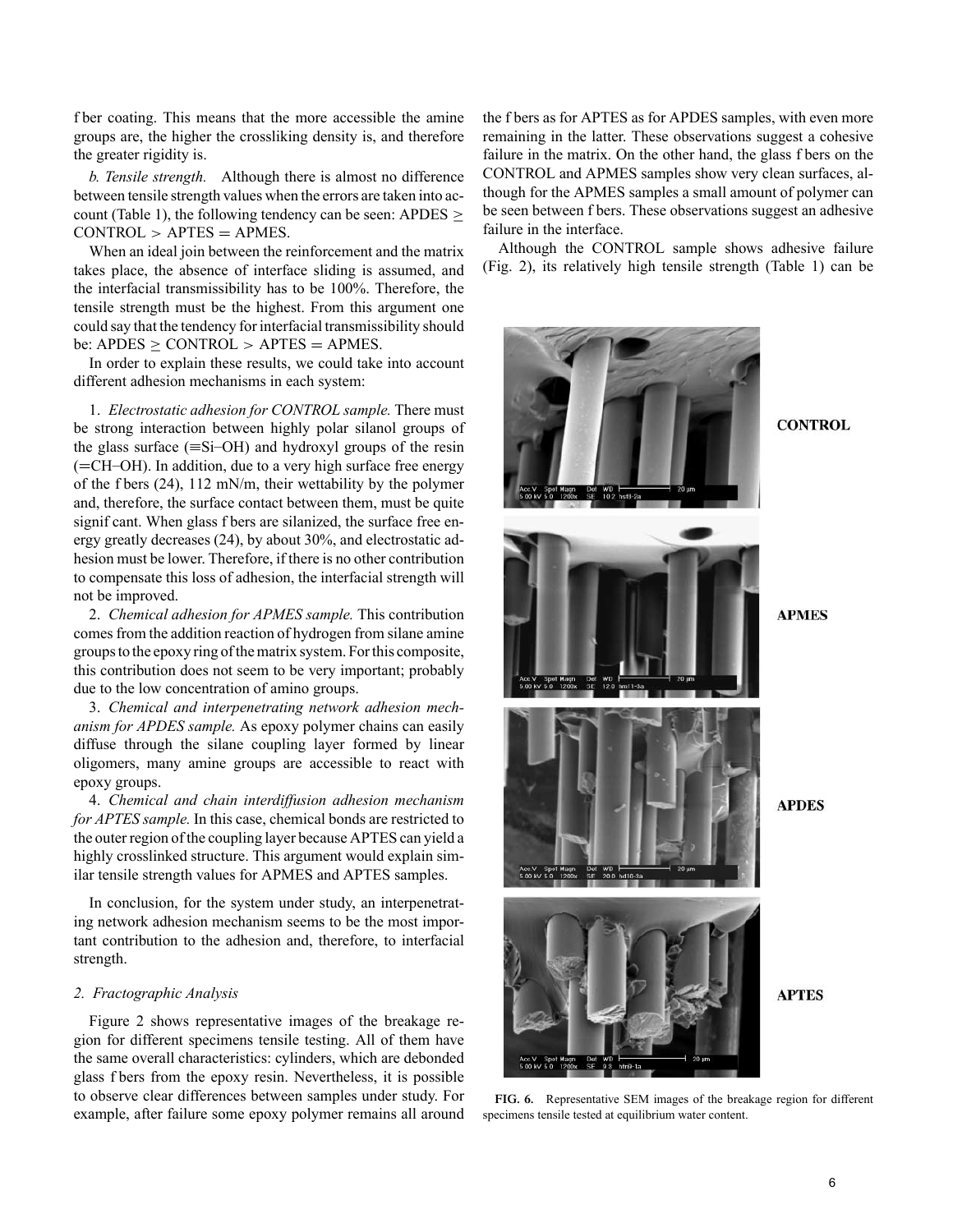f ber coating. This means that the more accessible the amine groups are, the higher the crossliking density is, and therefore the greater rigidity is.

*b. Tensile strength.* Although there is almost no difference between tensile strength values when the errors are taken into account (Table 1), the following tendency can be seen: APDES $\geq$ CONTROL $>$ APTES $=$ APMES.

When an ideal join between the reinforcement and the matrix takes place, the absence of interface sliding is assumed, and the interfacial transmissibility has to be 100%. Therefore, the tensile strength must be the highest. From this argument one could say that the tendency for interfacial transmissibility should be: APDES $\geq$ CONTROL $>$ APTES $=$ APMES.

In order to explain these results, we could take into account different adhesion mechanisms in each system:

1. *Electrostatic adhesion for CONTROL sample.* There must be strong interaction between highly polar silanol groups of the glass surface ($\equiv$Si–OH) and hydroxyl groups of the resin ($=$CH–OH). In addition, due to a very high surface free energy of the f bers (24), 112 mN/m, their wettability by the polymer and, therefore, the surface contact between them, must be quite signif cant. When glass f bers are silanized, the surface free energy greatly decreases (24), by about 30%, and electrostatic adhesion must be lower. Therefore, if there is no other contribution to compensate this loss of adhesion, the interfacial strength will not be improved.
2. *Chemical adhesion for APMES sample.* This contribution comes from the addition reaction of hydrogen from silane amine groups to the epoxy ring of the matrix system. For this composite, this contribution does not seem to be very important; probably due to the low concentration of amino groups.
3. *Chemical and interpenetrating network adhesion mechanism for APDES sample.* As epoxy polymer chains can easily diffuse through the silane coupling layer formed by linear oligomers, many amine groups are accessible to react with epoxy groups.
4. *Chemical and chain interdiffusion adhesion mechanism for APTES sample.* In this case, chemical bonds are restricted to the outer region of the coupling layer because APTES can yield a highly crosslinked structure. This argument would explain similar tensile strength values for APMES and APTES samples.

In conclusion, for the system under study, an interpenetrating network adhesion mechanism seems to be the most important contribution to the adhesion and, therefore, to interfacial strength.

### *2. Fractographic Analysis*

Figure 2 shows representative images of the breakage region for different specimens tensile testing. All of them have the same overall characteristics: cylinders, which are debonded glass f bers from the epoxy resin. Nevertheless, it is possible to observe clear differences between samples under study. For example, after failure some epoxy polymer remains all around the f bers as for APTES as for APDES samples, with even more remaining in the latter. These observations suggest a cohesive failure in the matrix. On the other hand, the glass f bers on the CONTROL and APMES samples show very clean surfaces, although for the APMES samples a small amount of polymer can be seen between f bers. These observations suggest an adhesive failure in the interface.

Although the CONTROL sample shows adhesive failure (Fig. 2), its relatively high tensile strength (Table 1) can be

**FIG. 6.** Representative SEM images of the breakage region for different specimens tensile tested at equilibrium water content.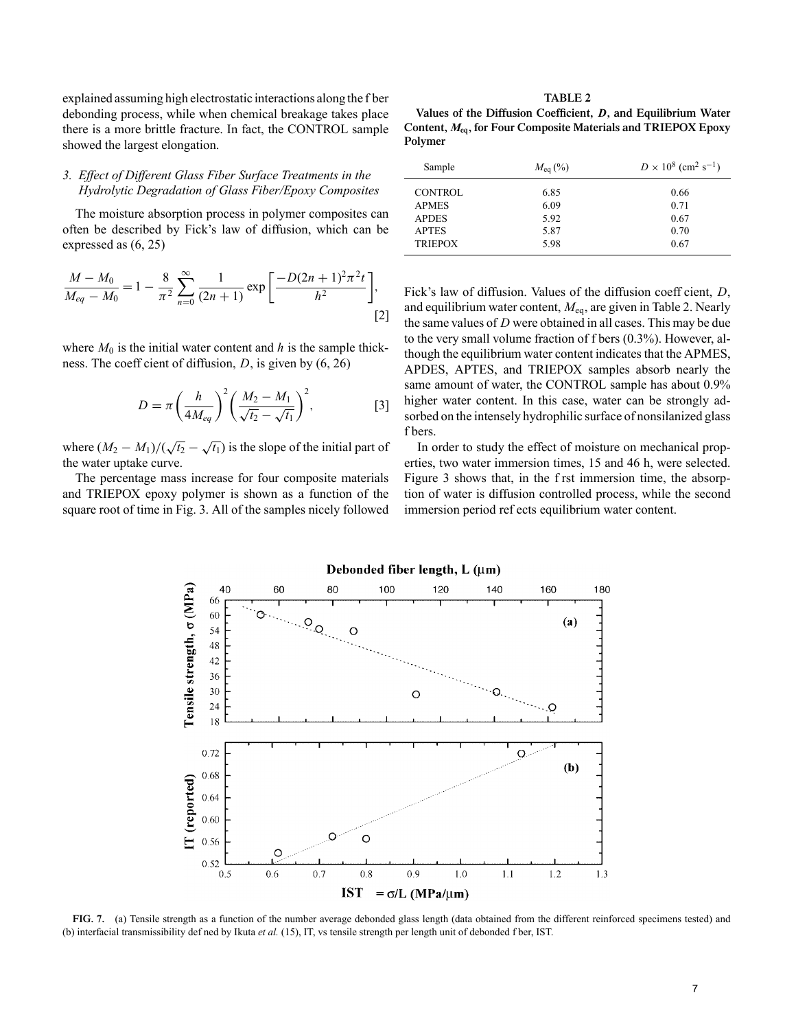explained assuming high electrostatic interactions along the fiber debonding process, while when chemical breakage takes place there is a more brittle fracture. In fact, the CONTROL sample showed the largest elongation.

### 3. *Effect of Different Glass Fiber Surface Treatments in the Hydrolytic Degradation of Glass Fiber/Epoxy Composites*

The moisture absorption process in polymer composites can often be described by Fick's law of diffusion, which can be expressed as (6, 25)

$$\frac{M - M_0}{M_{eq} - M_0} = 1 - \frac{8}{\pi^2} \sum_{n=0}^{\infty} \frac{1}{(2n+1)} \exp\left[\frac{-D(2n+1)^2 \pi^2 t}{h^2}\right], \quad [2]$$

where $M_0$ is the initial water content and $h$ is the sample thickness. The coefficient of diffusion, $D$, is given by (6, 26)

$$D = \pi \left(\frac{h}{4M_{eq}}\right)^2 \left(\frac{M_2 - M_1}{\sqrt{t_2} - \sqrt{t_1}}\right)^2, \quad [3]$$

where $(M_2 - M_1)/(\sqrt{t_2} - \sqrt{t_1})$ is the slope of the initial part of the water uptake curve.

The percentage mass increase for four composite materials and TRIEPOX epoxy polymer is shown as a function of the square root of time in Fig. 3. All of the samples nicely followed Fick's law of diffusion. Values of the diffusion coefficient, $D$, and equilibrium water content, $M_{eq}$, are given in Table 2. Nearly the same values of $D$ were obtained in all cases. This may be due to the very small volume fraction of fibers (0.3%). However, although the equilibrium water content indicates that the APMES, APDES, APTES, and TRIEPOX samples absorb nearly the same amount of water, the CONTROL sample has about 0.9% higher water content. In this case, water can be strongly adsorbed on the intensely hydrophilic surface of nonsilanized glass fibers.

In order to study the effect of moisture on mechanical properties, two water immersion times, 15 and 46 h, were selected. Figure 3 shows that, in the first immersion time, the absorption of water is diffusion controlled process, while the second immersion period reflects equilibrium water content.

**TABLE 2**
**Values of the Diffusion Coefficient, $D$, and Equilibrium Water Content, $M_{eq}$, for Four Composite Materials and TRIEPOX Epoxy Polymer**

| Sample | $M_{eq}$ (%) | $D \times 10^8$ ($cm^2\ s^{-1}$) |
|---|---|---|
| CONTROL | 6.85 | 0.66 |
| APMES | 6.09 | 0.71 |
| APDES | 5.92 | 0.67 |
| APTES | 5.87 | 0.70 |
| TRIEPOX | 5.98 | 0.67 |

**FIG. 7.** (a) Tensile strength as a function of the number average debonded glass length (data obtained from the different reinforced specimens tested) and (b) interfacial transmissibility defined by Ikuta *et al.* (15), IT, vs tensile strength per length unit of debonded fiber, IST.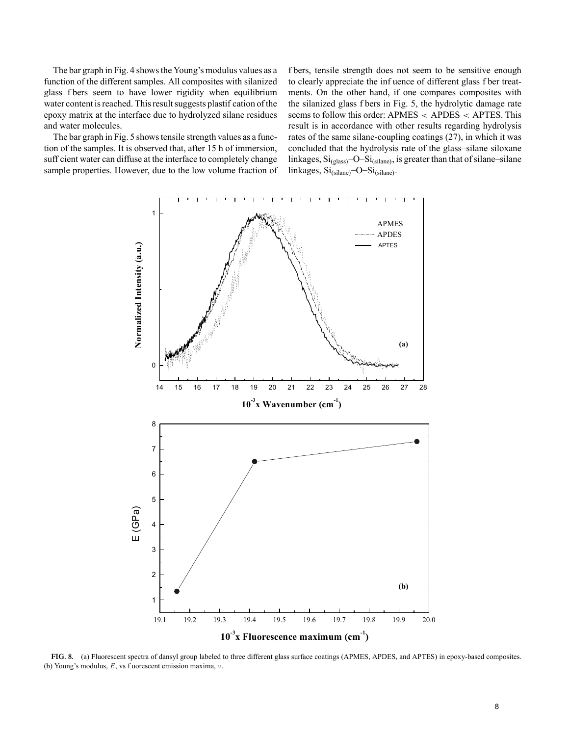The bar graph in Fig. 4 shows the Young's modulus values as a function of the different samples. All composites with silanized glass fibers seem to have lower rigidity when equilibrium water content is reached. This result suggests plastification of the epoxy matrix at the interface due to hydrolyzed silane residues and water molecules.

The bar graph in Fig. 5 shows tensile strength values as a function of the samples. It is observed that, after 15 h of immersion, sufficient water can diffuse at the interface to completely change sample properties. However, due to the low volume fraction of fibers, tensile strength does not seem to be sensitive enough to clearly appreciate the influence of different glass fiber treatments. On the other hand, if one compares composites with the silanized glass fibers in Fig. 5, the hydrolytic damage rate seems to follow this order: APMES < APDES < APTES. This result is in accordance with other results regarding hydrolysis rates of the same silane-coupling coatings (27), in which it was concluded that the hydrolysis rate of the glass–silane siloxane linkages, $Si_{(glass)}$–O–$Si_{(silane)}$, is greater than that of silane–silane linkages, $Si_{(silane)}$–O–$Si_{(silane)}$.

**FIG. 8.** (a) Fluorescent spectra of dansyl group labeled to three different glass surface coatings (APMES, APDES, and APTES) in epoxy-based composites. (b) Young's modulus, $E$, vs fluorescent emission maxima, $\nu$.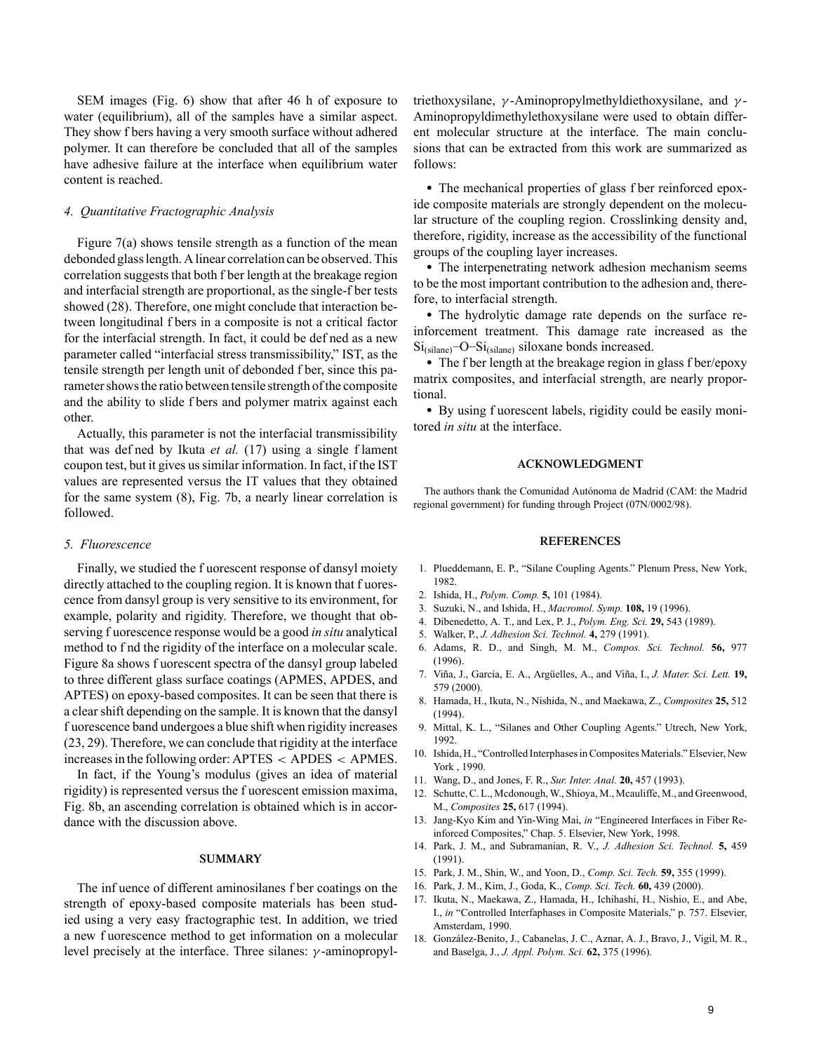SEM images (Fig. 6) show that after 46 h of exposure to water (equilibrium), all of the samples have a similar aspect. They show f bers having a very smooth surface without adhered polymer. It can therefore be concluded that all of the samples have adhesive failure at the interface when equilibrium water content is reached.

### 4. *Quantitative Fractographic Analysis*

Figure 7(a) shows tensile strength as a function of the mean debonded glass length. A linear correlation can be observed. This correlation suggests that both f ber length at the breakage region and interfacial strength are proportional, as the single-f ber tests showed (28). Therefore, one might conclude that interaction between longitudinal f bers in a composite is not a critical factor for the interfacial strength. In fact, it could be def ned as a new parameter called "interfacial stress transmissibility," IST, as the tensile strength per length unit of debonded f ber, since this parameter shows the ratio between tensile strength of the composite and the ability to slide f bers and polymer matrix against each other.

Actually, this parameter is not the interfacial transmissibility that was def ned by Ikuta *et al.* (17) using a single f lament coupon test, but it gives us similar information. In fact, if the IST values are represented versus the IT values that they obtained for the same system (8), Fig. 7b, a nearly linear correlation is followed.

### 5. *Fluorescence*

Finally, we studied the f uorescent response of dansyl moiety directly attached to the coupling region. It is known that f uorescence from dansyl group is very sensitive to its environment, for example, polarity and rigidity. Therefore, we thought that observing f uorescence response would be a good *in situ* analytical method to f nd the rigidity of the interface on a molecular scale. Figure 8a shows f uorescent spectra of the dansyl group labeled to three different glass surface coatings (APMES, APDES, and APTES) on epoxy-based composites. It can be seen that there is a clear shift depending on the sample. It is known that the dansyl f uorescence band undergoes a blue shift when rigidity increases (23, 29). Therefore, we can conclude that rigidity at the interface increases in the following order: APTES < APDES < APMES.

In fact, if the Young's modulus (gives an idea of material rigidity) is represented versus the f uorescent emission maxima, Fig. 8b, an ascending correlation is obtained which is in accordance with the discussion above.

## SUMMARY

The inf uence of different aminosilanes f ber coatings on the strength of epoxy-based composite materials has been studied using a very easy fractographic test. In addition, we tried a new f uorescence method to get information on a molecular level precisely at the interface. Three silanes: $\gamma$-aminopropyltriethoxysilane, $\gamma$-Aminopropylmethyldiethoxysilane, and $\gamma$-Aminopropyldimethylethoxysilane were used to obtain different molecular structure at the interface. The main conclusions that can be extracted from this work are summarized as follows:

- The mechanical properties of glass f ber reinforced epoxide composite materials are strongly dependent on the molecular structure of the coupling region. Crosslinking density and, therefore, rigidity, increase as the accessibility of the functional groups of the coupling layer increases.
- The interpenetrating network adhesion mechanism seems to be the most important contribution to the adhesion and, therefore, to interfacial strength.
- The hydrolytic damage rate depends on the surface reinforcement treatment. This damage rate increased as the $Si_{(silane)}$–O–$Si_{(silane)}$ siloxane bonds increased.
- The f ber length at the breakage region in glass f ber/epoxy matrix composites, and interfacial strength, are nearly proportional.
- By using f uorescent labels, rigidity could be easily monitored *in situ* at the interface.

## ACKNOWLEDGMENT

The authors thank the Comunidad Autónoma de Madrid (CAM: the Madrid regional government) for funding through Project (07N/0002/98).

## REFERENCES

1. Plueddemann, E. P., "Silane Coupling Agents." Plenum Press, New York, 1982.
2. Ishida, H., *Polym. Comp.* **5,** 101 (1984).
3. Suzuki, N., and Ishida, H., *Macromol. Symp.* **108,** 19 (1996).
4. Dibenedetto, A. T., and Lex, P. J., *Polym. Eng. Sci.* **29,** 543 (1989).
5. Walker, P., *J. Adhesion Sci. Technol.* **4,** 279 (1991).
6. Adams, R. D., and Singh, M. M., *Compos. Sci. Technol.* **56,** 977 (1996).
7. Viña, J., García, E. A., Argüelles, A., and Viña, I., *J. Mater. Sci. Lett.* **19,** 579 (2000).
8. Hamada, H., Ikuta, N., Nishida, N., and Maekawa, Z., *Composites* **25,** 512 (1994).
9. Mittal, K. L., "Silanes and Other Coupling Agents." Utrech, New York, 1992.
10. Ishida, H., "Controlled Interphases in Composites Materials." Elsevier, New York , 1990.
11. Wang, D., and Jones, F. R., *Sur. Inter. Anal.* **20,** 457 (1993).
12. Schutte, C. L., Mcdonough, W., Shioya, M., Mcauliffe, M., and Greenwood, M., *Composites* **25,** 617 (1994).
13. Jang-Kyo Kim and Yin-Wing Mai, *in* "Engineered Interfaces in Fiber Reinforced Composites," Chap. 5. Elsevier, New York, 1998.
14. Park, J. M., and Subramanian, R. V., *J. Adhesion Sci. Technol.* **5,** 459 (1991).
15. Park, J. M., Shin, W., and Yoon, D., *Comp. Sci. Tech.* **59,** 355 (1999).
16. Park, J. M., Kim, J., Goda, K., *Comp. Sci. Tech.* **60,** 439 (2000).
17. Ikuta, N., Maekawa, Z., Hamada, H., Ichihashi, H., Nishio, E., and Abe, I., *in* "Controlled Interfaphases in Composite Materials," p. 757. Elsevier, Amsterdam, 1990.
18. González-Benito, J., Cabanelas, J. C., Aznar, A. J., Bravo, J., Vigil, M. R., and Baselga, J., *J. Appl. Polym. Sci.* **62,** 375 (1996).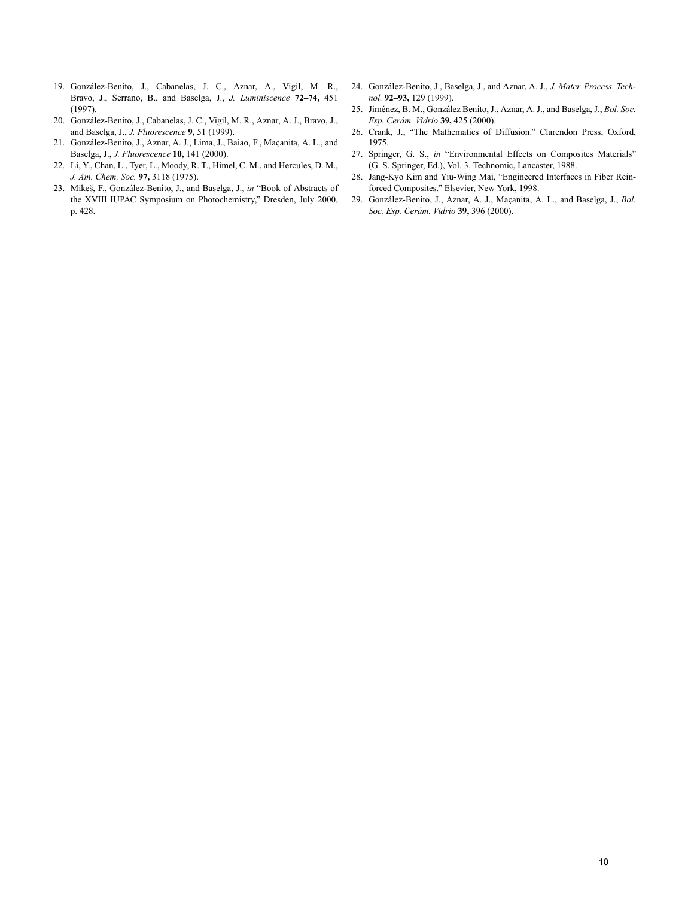19. González-Benito, J., Cabanelas, J. C., Aznar, A., Vigil, M. R., Bravo, J., Serrano, B., and Baselga, J., *J. Luminiscence* **72–74,** 451 (1997).
20. González-Benito, J., Cabanelas, J. C., Vigil, M. R., Aznar, A. J., Bravo, J., and Baselga, J., *J. Fluorescence* **9,** 51 (1999).
21. González-Benito, J., Aznar, A. J., Lima, J., Baiao, F., Maçanita, A. L., and Baselga, J., *J. Fluorescence* **10,** 141 (2000).
22. Li, Y., Chan, L., Tyer, L., Moody, R. T., Himel, C. M., and Hercules, D. M., *J. Am. Chem. Soc.* **97,** 3118 (1975).
23. Mikeš, F., González-Benito, J., and Baselga, J., *in* "Book of Abstracts of the XVIII IUPAC Symposium on Photochemistry," Dresden, July 2000, p. 428.
24. González-Benito, J., Baselga, J., and Aznar, A. J., *J. Mater. Process. Technol.* **92–93,** 129 (1999).
25. Jiménez, B. M., González Benito, J., Aznar, A. J., and Baselga, J., *Bol. Soc. Esp. Cerám. Vidrio* **39,** 425 (2000).
26. Crank, J., "The Mathematics of Diffusion." Clarendon Press, Oxford, 1975.
27. Springer, G. S., *in* "Environmental Effects on Composites Materials" (G. S. Springer, Ed.), Vol. 3. Technomic, Lancaster, 1988.
28. Jang-Kyo Kim and Yiu-Wing Mai, "Engineered Interfaces in Fiber Reinforced Composites." Elsevier, New York, 1998.
29. González-Benito, J., Aznar, A. J., Maçanita, A. L., and Baselga, J., *Bol. Soc. Esp. Cerám. Vidrio* **39,** 396 (2000).